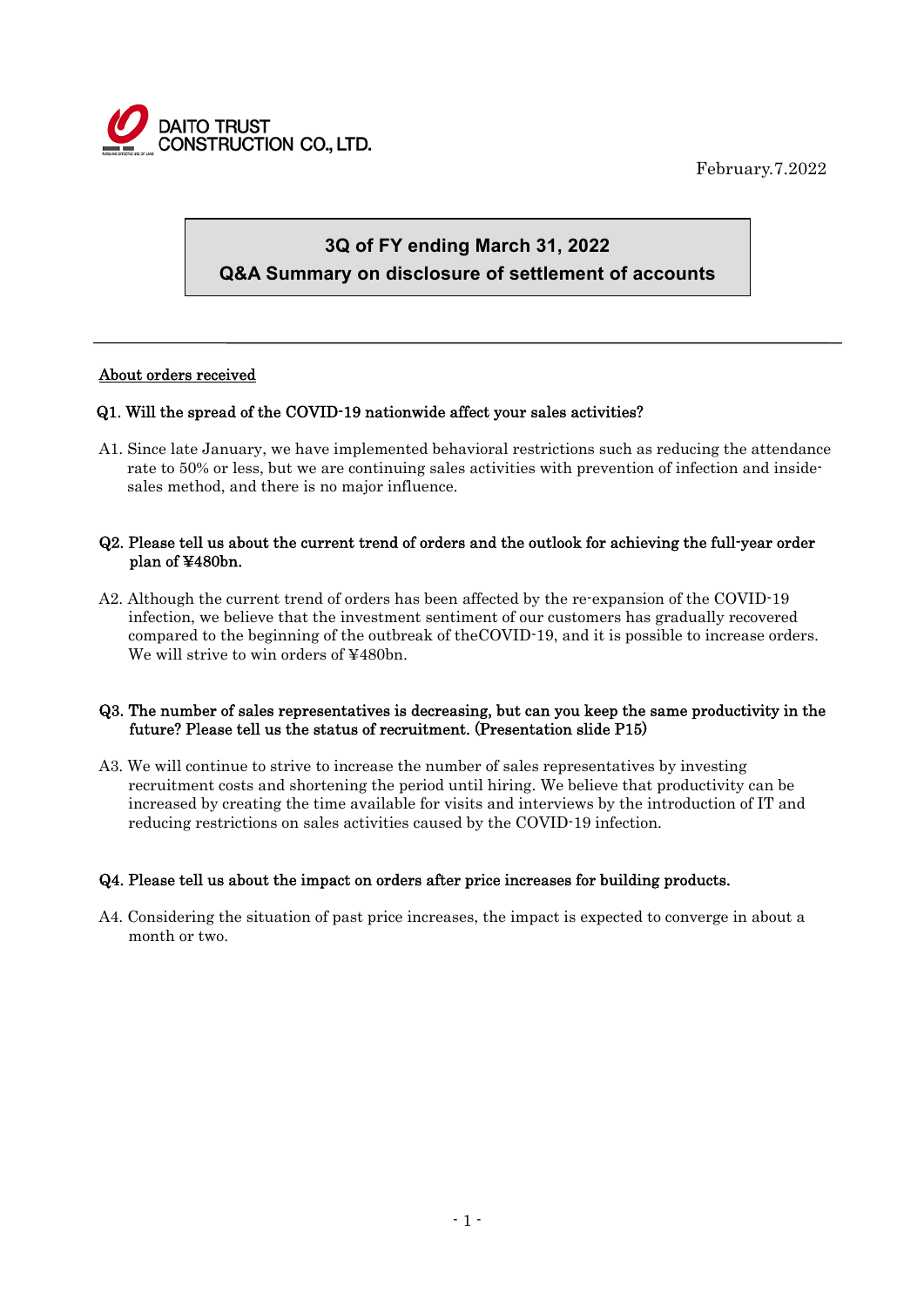DAITO TRUST CONSTRUCTION CO., LTD.

February.7.2022

# 3Q of FY ending March 31, 2022
# Q&A Summary on disclosure of settlement of accounts

## About orders received

**Q1. Will the spread of the COVID-19 nationwide affect your sales activities?**

A1. Since late January, we have implemented behavioral restrictions such as reducing the attendance rate to 50% or less, but we are continuing sales activities with prevention of infection and inside-sales method, and there is no major influence.

**Q2. Please tell us about the current trend of orders and the outlook for achieving the full-year order plan of ¥480bn.**

A2. Although the current trend of orders has been affected by the re-expansion of the COVID-19 infection, we believe that the investment sentiment of our customers has gradually recovered compared to the beginning of the outbreak of theCOVID-19, and it is possible to increase orders. We will strive to win orders of ¥480bn.

**Q3. The number of sales representatives is decreasing, but can you keep the same productivity in the future? Please tell us the status of recruitment. (Presentation slide P15)**

A3. We will continue to strive to increase the number of sales representatives by investing recruitment costs and shortening the period until hiring. We believe that productivity can be increased by creating the time available for visits and interviews by the introduction of IT and reducing restrictions on sales activities caused by the COVID-19 infection.

**Q4. Please tell us about the impact on orders after price increases for building products.**

A4. Considering the situation of past price increases, the impact is expected to converge in about a month or two.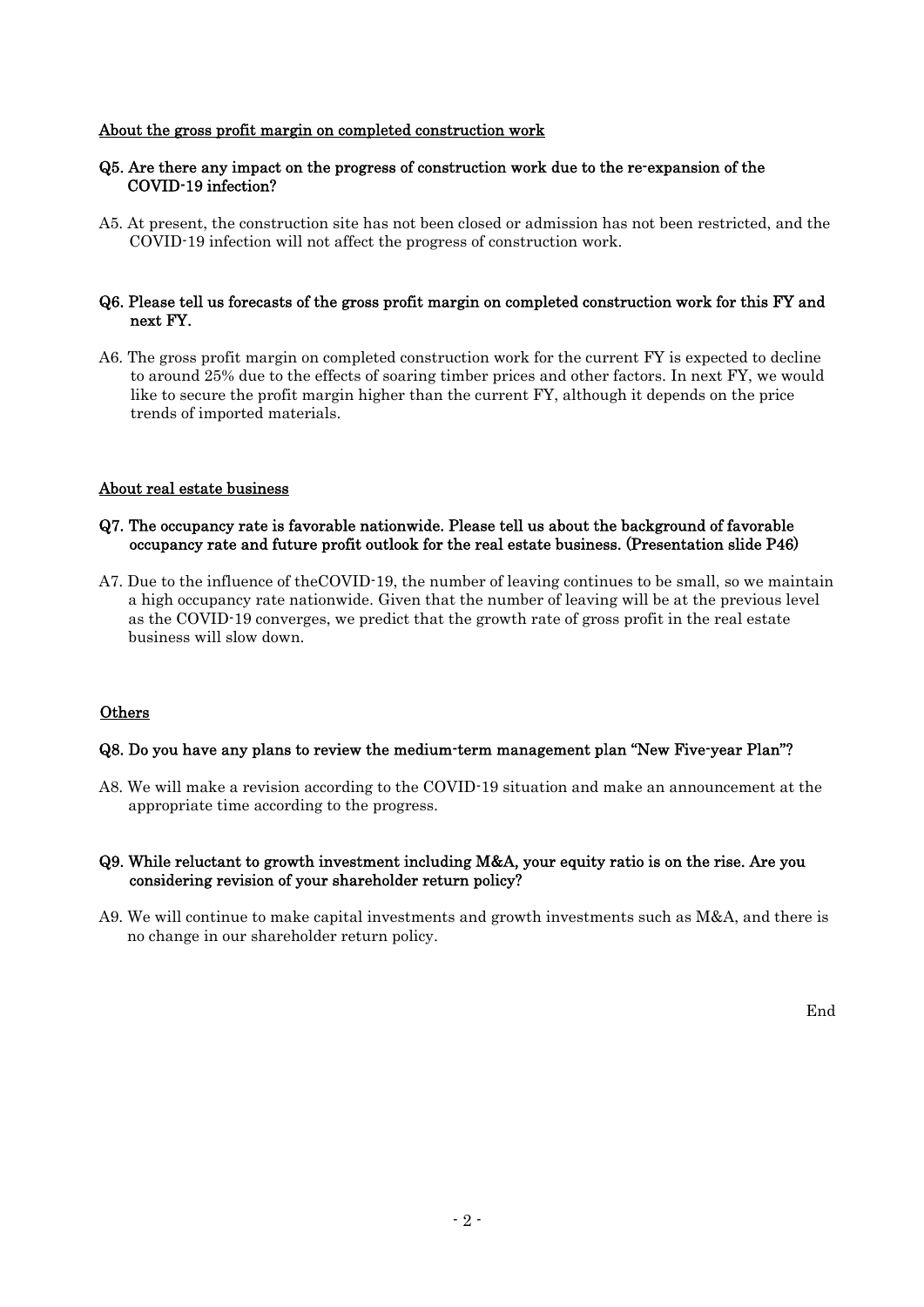## About the gross profit margin on completed construction work

**Q5. Are there any impact on the progress of construction work due to the re-expansion of the COVID-19 infection?**

A5. At present, the construction site has not been closed or admission has not been restricted, and the COVID-19 infection will not affect the progress of construction work.

**Q6. Please tell us forecasts of the gross profit margin on completed construction work for this FY and next FY.**

A6. The gross profit margin on completed construction work for the current FY is expected to decline to around 25% due to the effects of soaring timber prices and other factors. In next FY, we would like to secure the profit margin higher than the current FY, although it depends on the price trends of imported materials.

## About real estate business

**Q7. The occupancy rate is favorable nationwide. Please tell us about the background of favorable occupancy rate and future profit outlook for the real estate business. (Presentation slide P46)**

A7. Due to the influence of theCOVID-19, the number of leaving continues to be small, so we maintain a high occupancy rate nationwide. Given that the number of leaving will be at the previous level as the COVID-19 converges, we predict that the growth rate of gross profit in the real estate business will slow down.

## Others

**Q8. Do you have any plans to review the medium-term management plan "New Five-year Plan"?**

A8. We will make a revision according to the COVID-19 situation and make an announcement at the appropriate time according to the progress.

**Q9. While reluctant to growth investment including M&A, your equity ratio is on the rise. Are you considering revision of your shareholder return policy?**

A9. We will continue to make capital investments and growth investments such as M&A, and there is no change in our shareholder return policy.

End